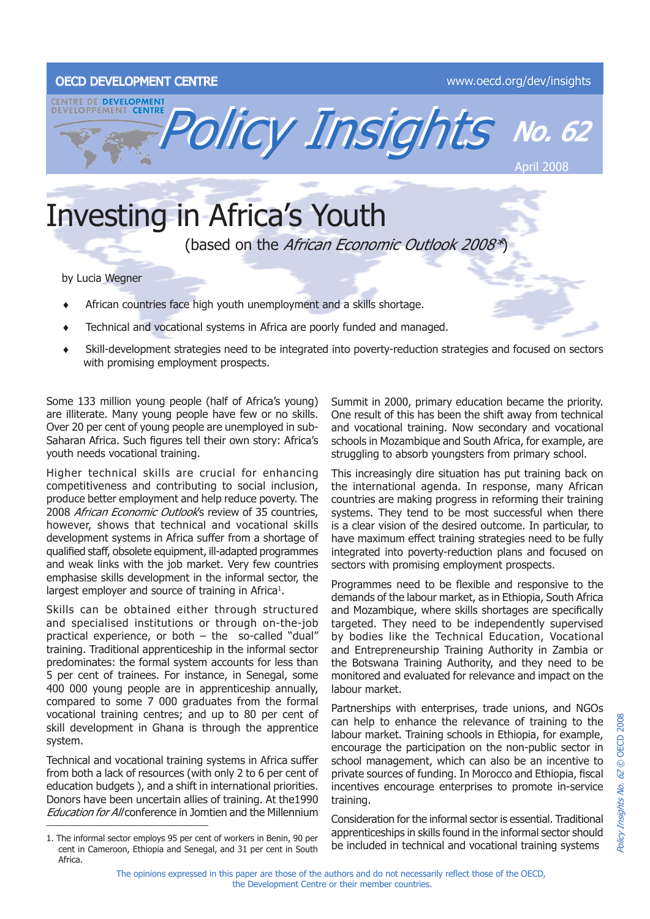OECD DEVELOPMENT CENTRE

www.oecd.org/dev/insights

# Policy Insights No. 62

April 2008

# Investing in Africa's Youth

(based on the *African Economic Outlook 2008\**)

by Lucia Wegner

- African countries face high youth unemployment and a skills shortage.
- Technical and vocational systems in Africa are poorly funded and managed.
- Skill-development strategies need to be integrated into poverty-reduction strategies and focused on sectors with promising employment prospects.

Some 133 million young people (half of Africa's young) are illiterate. Many young people have few or no skills. Over 20 per cent of young people are unemployed in sub-Saharan Africa. Such figures tell their own story: Africa's youth needs vocational training.

Higher technical skills are crucial for enhancing competitiveness and contributing to social inclusion, produce better employment and help reduce poverty. The 2008 *African Economic Outlook*'s review of 35 countries, however, shows that technical and vocational skills development systems in Africa suffer from a shortage of qualified staff, obsolete equipment, ill-adapted programmes and weak links with the job market. Very few countries emphasise skills development in the informal sector, the largest employer and source of training in Africa[1].

Skills can be obtained either through structured and specialised institutions or through on-the-job practical experience, or both – the so-called "dual" training. Traditional apprenticeship in the informal sector predominates: the formal system accounts for less than 5 per cent of trainees. For instance, in Senegal, some 400 000 young people are in apprenticeship annually, compared to some 7 000 graduates from the formal vocational training centres; and up to 80 per cent of skill development in Ghana is through the apprentice system.

Technical and vocational training systems in Africa suffer from both a lack of resources (with only 2 to 6 per cent of education budgets ), and a shift in international priorities. Donors have been uncertain allies of training. At the1990 *Education for All* conference in Jomtien and the Millennium Summit in 2000, primary education became the priority. One result of this has been the shift away from technical and vocational training. Now secondary and vocational schools in Mozambique and South Africa, for example, are struggling to absorb youngsters from primary school.

This increasingly dire situation has put training back on the international agenda. In response, many African countries are making progress in reforming their training systems. They tend to be most successful when there is a clear vision of the desired outcome. In particular, to have maximum effect training strategies need to be fully integrated into poverty-reduction plans and focused on sectors with promising employment prospects.

Programmes need to be flexible and responsive to the demands of the labour market, as in Ethiopia, South Africa and Mozambique, where skills shortages are specifically targeted. They need to be independently supervised by bodies like the Technical Education, Vocational and Entrepreneurship Training Authority in Zambia or the Botswana Training Authority, and they need to be monitored and evaluated for relevance and impact on the labour market.

Partnerships with enterprises, trade unions, and NGOs can help to enhance the relevance of training to the labour market. Training schools in Ethiopia, for example, encourage the participation on the non-public sector in school management, which can also be an incentive to private sources of funding. In Morocco and Ethiopia, fiscal incentives encourage enterprises to promote in-service training.

Consideration for the informal sector is essential. Traditional apprenticeships in skills found in the informal sector should be included in technical and vocational training systems

1. The informal sector employs 95 per cent of workers in Benin, 90 per cent in Cameroon, Ethiopia and Senegal, and 31 per cent in South Africa.

The opinions expressed in this paper are those of the authors and do not necessarily reflect those of the OECD, the Development Centre or their member countries.

*Policy Insights No. 62* © OECD 2008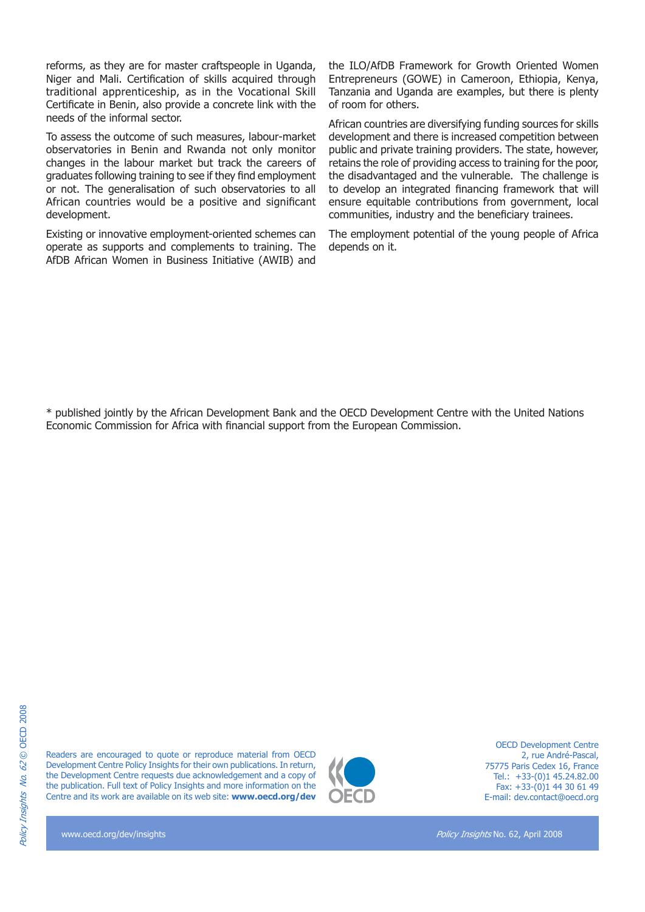reforms, as they are for master craftspeople in Uganda, Niger and Mali. Certification of skills acquired through traditional apprenticeship, as in the Vocational Skill Certificate in Benin, also provide a concrete link with the needs of the informal sector.

To assess the outcome of such measures, labour-market observatories in Benin and Rwanda not only monitor changes in the labour market but track the careers of graduates following training to see if they find employment or not. The generalisation of such observatories to all African countries would be a positive and significant development.

Existing or innovative employment-oriented schemes can operate as supports and complements to training. The AfDB African Women in Business Initiative (AWIB) and the ILO/AfDB Framework for Growth Oriented Women Entrepreneurs (GOWE) in Cameroon, Ethiopia, Kenya, Tanzania and Uganda are examples, but there is plenty of room for others.

African countries are diversifying funding sources for skills development and there is increased competition between public and private training providers. The state, however, retains the role of providing access to training for the poor, the disadvantaged and the vulnerable. The challenge is to develop an integrated financing framework that will ensure equitable contributions from government, local communities, industry and the beneficiary trainees.

The employment potential of the young people of Africa depends on it.

* published jointly by the African Development Bank and the OECD Development Centre with the United Nations Economic Commission for Africa with financial support from the European Commission.

Readers are encouraged to quote or reproduce material from OECD Development Centre Policy Insights for their own publications. In return, the Development Centre requests due acknowledgement and a copy of the publication. Full text of Policy Insights and more information on the Centre and its work are available on its web site: **www.oecd.org/dev**

OECD Development Centre
2, rue André-Pascal,
75775 Paris Cedex 16, France
Tel.: +33-(0)1 45.24.82.00
Fax: +33-(0)1 44 30 61 49
E-mail: dev.contact@oecd.org